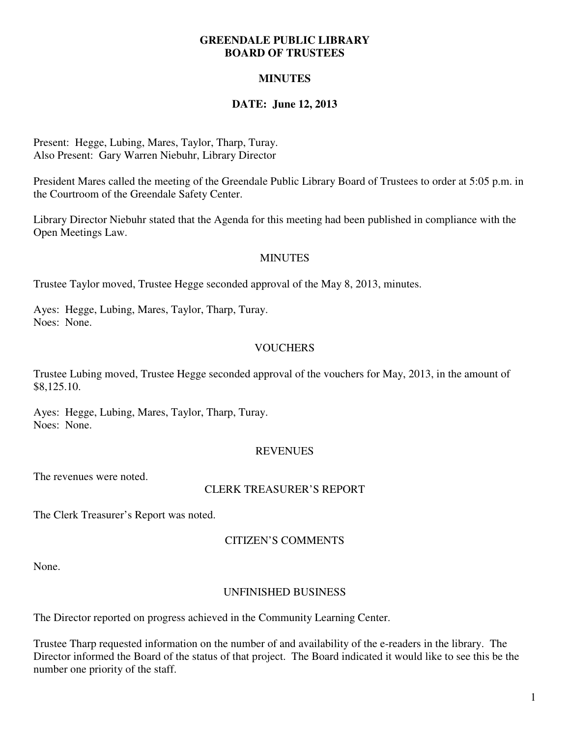# GREENDALE PUBLIC LIBRARY
# BOARD OF TRUSTEES

## MINUTES

## DATE: June 12, 2013

Present: Hegge, Lubing, Mares, Taylor, Tharp, Turay.
Also Present: Gary Warren Niebuhr, Library Director

President Mares called the meeting of the Greendale Public Library Board of Trustees to order at 5:05 p.m. in the Courtroom of the Greendale Safety Center.

Library Director Niebuhr stated that the Agenda for this meeting had been published in compliance with the Open Meetings Law.

### MINUTES

Trustee Taylor moved, Trustee Hegge seconded approval of the May 8, 2013, minutes.

Ayes: Hegge, Lubing, Mares, Taylor, Tharp, Turay.
Noes: None.

### VOUCHERS

Trustee Lubing moved, Trustee Hegge seconded approval of the vouchers for May, 2013, in the amount of $8,125.10.

Ayes: Hegge, Lubing, Mares, Taylor, Tharp, Turay.
Noes: None.

### REVENUES

The revenues were noted.

### CLERK TREASURER'S REPORT

The Clerk Treasurer's Report was noted.

### CITIZEN'S COMMENTS

None.

### UNFINISHED BUSINESS

The Director reported on progress achieved in the Community Learning Center.

Trustee Tharp requested information on the number of and availability of the e-readers in the library. The Director informed the Board of the status of that project. The Board indicated it would like to see this be the number one priority of the staff.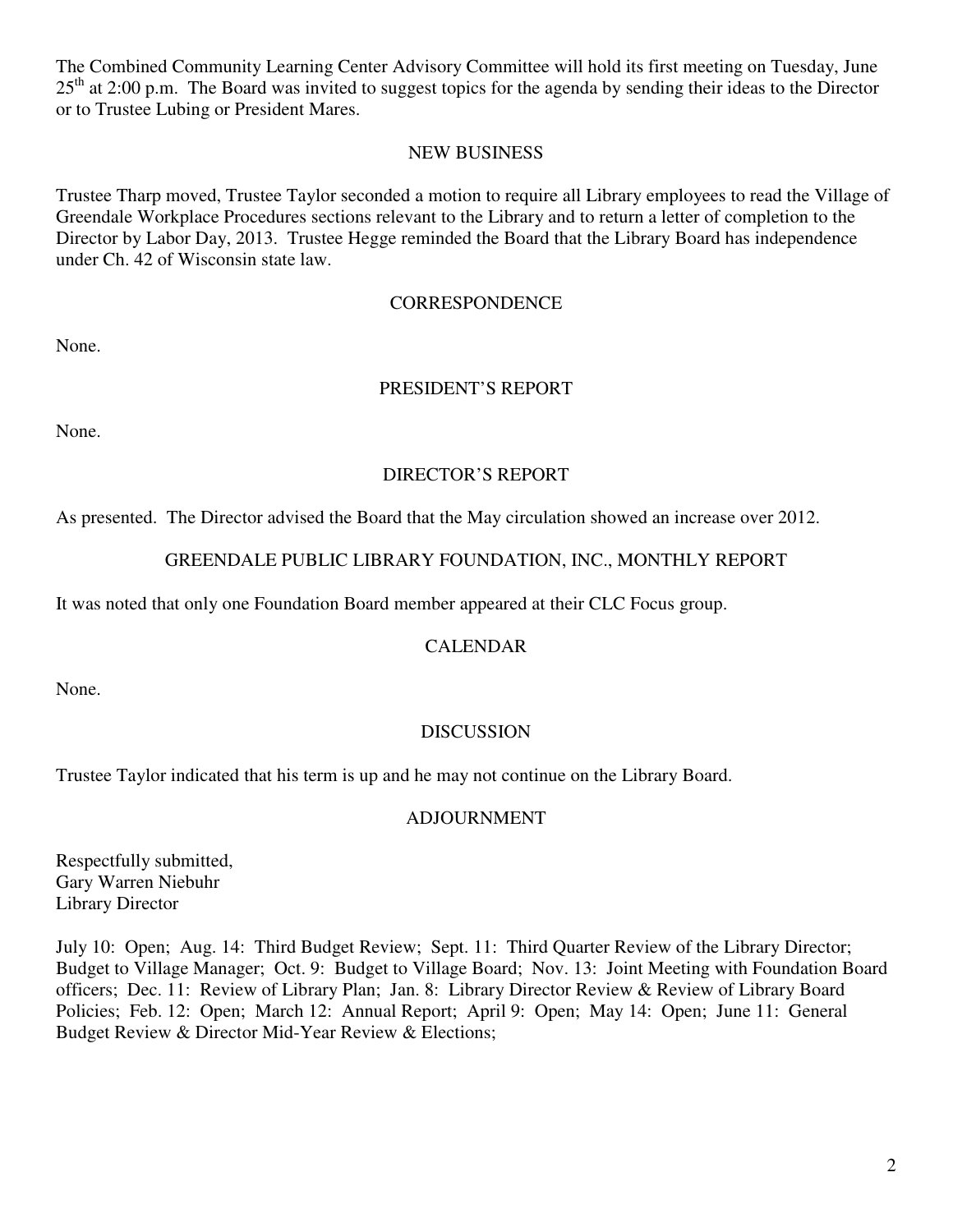The Combined Community Learning Center Advisory Committee will hold its first meeting on Tuesday, June 25th at 2:00 p.m. The Board was invited to suggest topics for the agenda by sending their ideas to the Director or to Trustee Lubing or President Mares.

## NEW BUSINESS

Trustee Tharp moved, Trustee Taylor seconded a motion to require all Library employees to read the Village of Greendale Workplace Procedures sections relevant to the Library and to return a letter of completion to the Director by Labor Day, 2013. Trustee Hegge reminded the Board that the Library Board has independence under Ch. 42 of Wisconsin state law.

## CORRESPONDENCE

None.

## PRESIDENT'S REPORT

None.

## DIRECTOR'S REPORT

As presented. The Director advised the Board that the May circulation showed an increase over 2012.

## GREENDALE PUBLIC LIBRARY FOUNDATION, INC., MONTHLY REPORT

It was noted that only one Foundation Board member appeared at their CLC Focus group.

## CALENDAR

None.

## DISCUSSION

Trustee Taylor indicated that his term is up and he may not continue on the Library Board.

## ADJOURNMENT

Respectfully submitted,
Gary Warren Niebuhr
Library Director

July 10: Open; Aug. 14: Third Budget Review; Sept. 11: Third Quarter Review of the Library Director; Budget to Village Manager; Oct. 9: Budget to Village Board; Nov. 13: Joint Meeting with Foundation Board officers; Dec. 11: Review of Library Plan; Jan. 8: Library Director Review & Review of Library Board Policies; Feb. 12: Open; March 12: Annual Report; April 9: Open; May 14: Open; June 11: General Budget Review & Director Mid-Year Review & Elections;